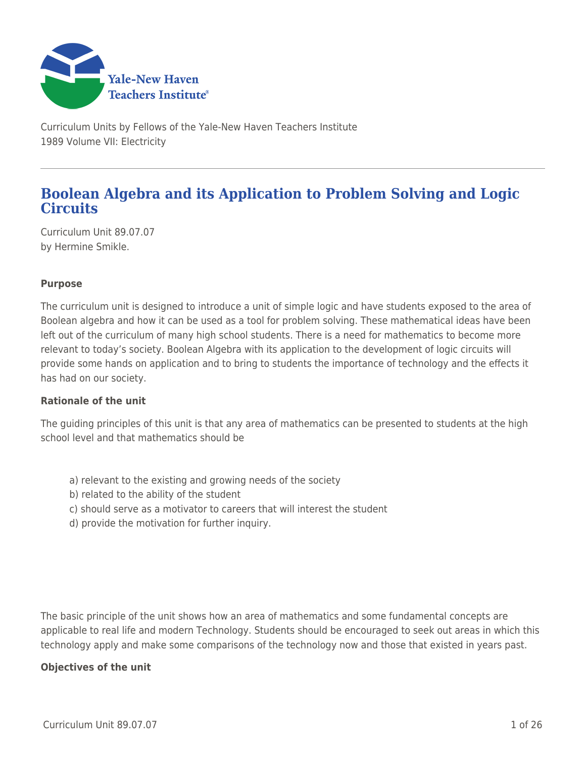Curriculum Units by Fellows of the Yale-New Haven Teachers Institute
1989 Volume VII: Electricity

# Boolean Algebra and its Application to Problem Solving and Logic Circuits

Curriculum Unit 89.07.07
by Hermine Smikle.

### Purpose

The curriculum unit is designed to introduce a unit of simple logic and have students exposed to the area of Boolean algebra and how it can be used as a tool for problem solving. These mathematical ideas have been left out of the curriculum of many high school students. There is a need for mathematics to become more relevant to today's society. Boolean Algebra with its application to the development of logic circuits will provide some hands on application and to bring to students the importance of technology and the effects it has had on our society.

### Rationale of the unit

The guiding principles of this unit is that any area of mathematics can be presented to students at the high school level and that mathematics should be

a) relevant to the existing and growing needs of the society
b) related to the ability of the student
c) should serve as a motivator to careers that will interest the student
d) provide the motivation for further inquiry.

The basic principle of the unit shows how an area of mathematics and some fundamental concepts are applicable to real life and modern Technology. Students should be encouraged to seek out areas in which this technology apply and make some comparisons of the technology now and those that existed in years past.

### Objectives of the unit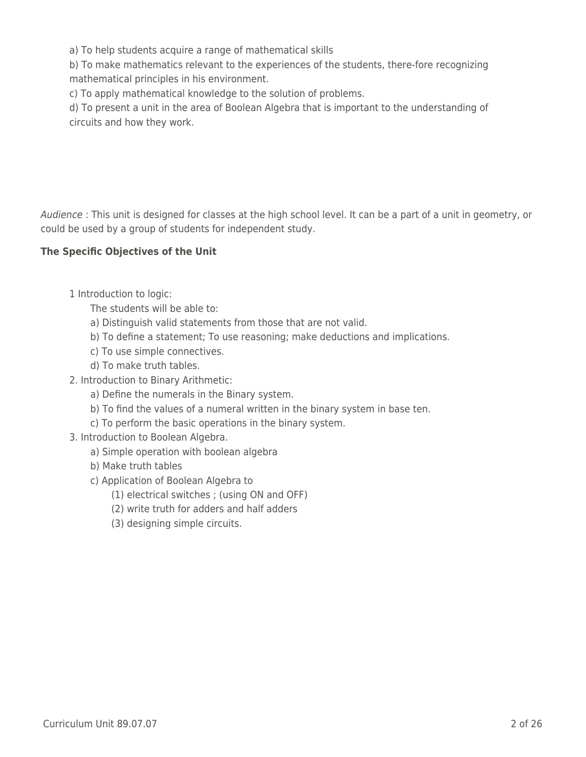a) To help students acquire a range of mathematical skills

b) To make mathematics relevant to the experiences of the students, there-fore recognizing mathematical principles in his environment.

c) To apply mathematical knowledge to the solution of problems.

d) To present a unit in the area of Boolean Algebra that is important to the understanding of circuits and how they work.

*Audience* : This unit is designed for classes at the high school level. It can be a part of a unit in geometry, or could be used by a group of students for independent study.

**The Specific Objectives of the Unit**

1 Introduction to logic:
   - The students will be able to:
   - a) Distinguish valid statements from those that are not valid.
   - b) To define a statement; To use reasoning; make deductions and implications.
   - c) To use simple connectives.
   - d) To make truth tables.

2. Introduction to Binary Arithmetic:
   - a) Define the numerals in the Binary system.
   - b) To find the values of a numeral written in the binary system in base ten.
   - c) To perform the basic operations in the binary system.

3. Introduction to Boolean Algebra.
   - a) Simple operation with boolean algebra
   - b) Make truth tables
   - c) Application of Boolean Algebra to
     - (1) electrical switches ; (using ON and OFF)
     - (2) write truth for adders and half adders
     - (3) designing simple circuits.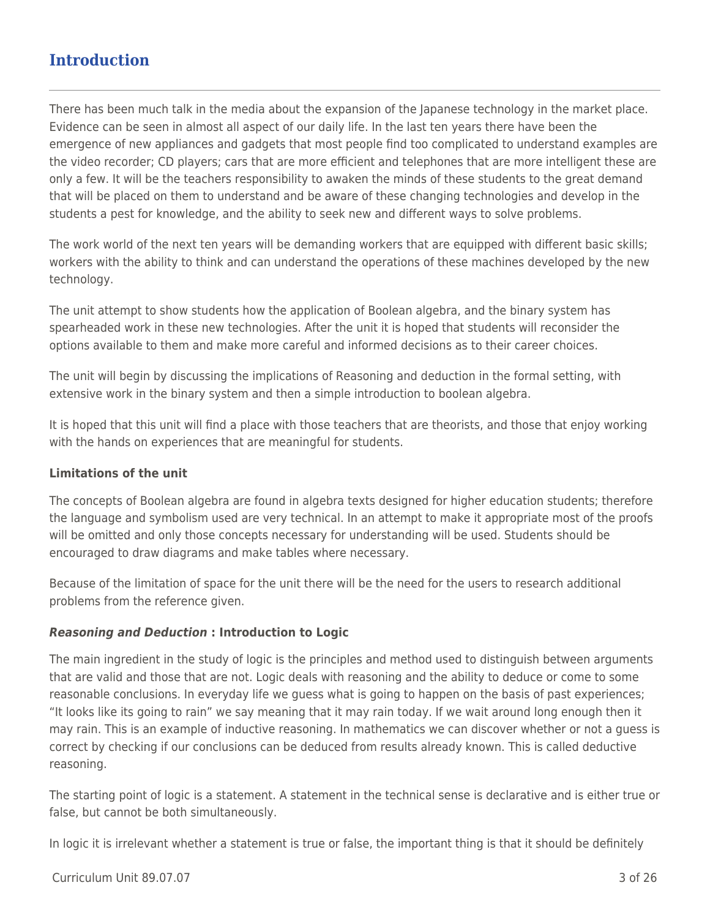## Introduction

There has been much talk in the media about the expansion of the Japanese technology in the market place. Evidence can be seen in almost all aspect of our daily life. In the last ten years there have been the emergence of new appliances and gadgets that most people find too complicated to understand examples are the video recorder; CD players; cars that are more efficient and telephones that are more intelligent these are only a few. It will be the teachers responsibility to awaken the minds of these students to the great demand that will be placed on them to understand and be aware of these changing technologies and develop in the students a pest for knowledge, and the ability to seek new and different ways to solve problems.

The work world of the next ten years will be demanding workers that are equipped with different basic skills; workers with the ability to think and can understand the operations of these machines developed by the new technology.

The unit attempt to show students how the application of Boolean algebra, and the binary system has spearheaded work in these new technologies. After the unit it is hoped that students will reconsider the options available to them and make more careful and informed decisions as to their career choices.

The unit will begin by discussing the implications of Reasoning and deduction in the formal setting, with extensive work in the binary system and then a simple introduction to boolean algebra.

It is hoped that this unit will find a place with those teachers that are theorists, and those that enjoy working with the hands on experiences that are meaningful for students.

**Limitations of the unit**

The concepts of Boolean algebra are found in algebra texts designed for higher education students; therefore the language and symbolism used are very technical. In an attempt to make it appropriate most of the proofs will be omitted and only those concepts necessary for understanding will be used. Students should be encouraged to draw diagrams and make tables where necessary.

Because of the limitation of space for the unit there will be the need for the users to research additional problems from the reference given.

***Reasoning and Deduction*** **: Introduction to Logic**

The main ingredient in the study of logic is the principles and method used to distinguish between arguments that are valid and those that are not. Logic deals with reasoning and the ability to deduce or come to some reasonable conclusions. In everyday life we guess what is going to happen on the basis of past experiences; “It looks like its going to rain” we say meaning that it may rain today. If we wait around long enough then it may rain. This is an example of inductive reasoning. In mathematics we can discover whether or not a guess is correct by checking if our conclusions can be deduced from results already known. This is called deductive reasoning.

The starting point of logic is a statement. A statement in the technical sense is declarative and is either true or false, but cannot be both simultaneously.

In logic it is irrelevant whether a statement is true or false, the important thing is that it should be definitely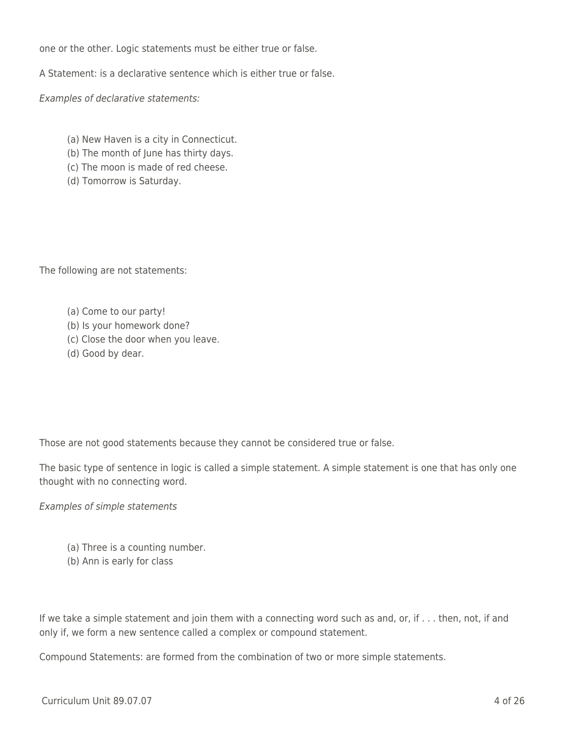one or the other. Logic statements must be either true or false.

A Statement: is a declarative sentence which is either true or false.

*Examples of declarative statements:*

(a) New Haven is a city in Connecticut.
(b) The month of June has thirty days.
(c) The moon is made of red cheese.
(d) Tomorrow is Saturday.

The following are not statements:

(a) Come to our party!
(b) Is your homework done?
(c) Close the door when you leave.
(d) Good by dear.

Those are not good statements because they cannot be considered true or false.

The basic type of sentence in logic is called a simple statement. A simple statement is one that has only one thought with no connecting word.

*Examples of simple statements*

(a) Three is a counting number.
(b) Ann is early for class

If we take a simple statement and join them with a connecting word such as and, or, if . . . then, not, if and only if, we form a new sentence called a complex or compound statement.

Compound Statements: are formed from the combination of two or more simple statements.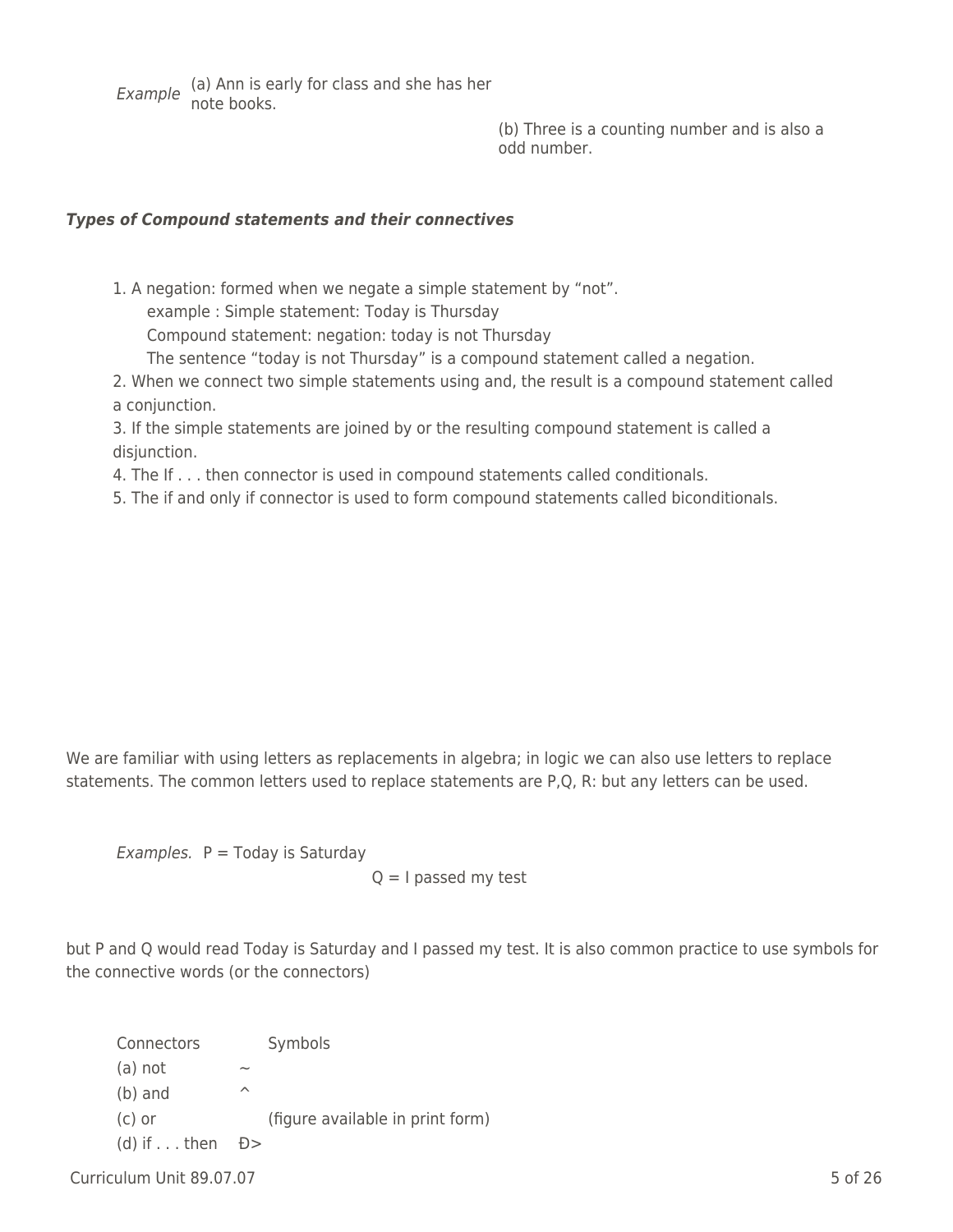*Example* (a) Ann is early for class and she has her note books.

(b) Three is a counting number and is also a odd number.

***Types of Compound statements and their connectives***

1. A negation: formed when we negate a simple statement by "not".
   example : Simple statement: Today is Thursday
   Compound statement: negation: today is not Thursday
   The sentence "today is not Thursday" is a compound statement called a negation.
2. When we connect two simple statements using and, the result is a compound statement called a conjunction.
3. If the simple statements are joined by or the resulting compound statement is called a disjunction.
4. The If . . . then connector is used in compound statements called conditionals.
5. The if and only if connector is used to form compound statements called biconditionals.

We are familiar with using letters as replacements in algebra; in logic we can also use letters to replace statements. The common letters used to replace statements are P,Q, R: but any letters can be used.

*Examples.* P = Today is Saturday

Q = I passed my test

but P and Q would read Today is Saturday and I passed my test. It is also common practice to use symbols for the connective words (or the connectors)

| Connectors | Symbols |
| --- | --- |
| (a) not | ~ |
| (b) and | ^ |
| (c) or | (figure available in print form) |
| (d) if . . . then | Ð> |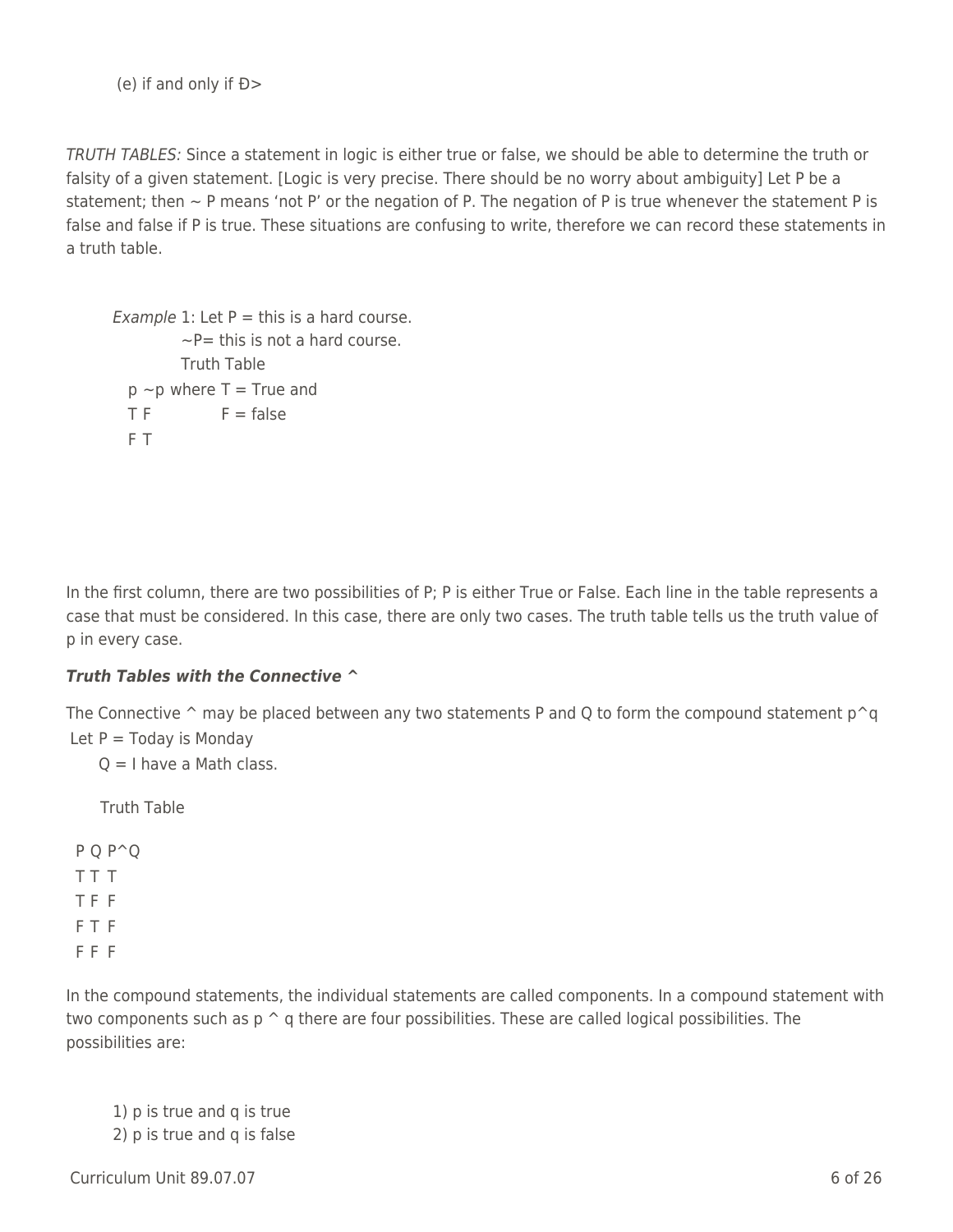(e) if and only if Ð>

*TRUTH TABLES:* Since a statement in logic is either true or false, we should be able to determine the truth or falsity of a given statement. [Logic is very precise. There should be no worry about ambiguity] Let P be a statement; then ~ P means 'not P' or the negation of P. The negation of P is true whenever the statement P is false and false if P is true. These situations are confusing to write, therefore we can record these statements in a truth table.

*Example* 1: Let P = this is a hard course.
~P= this is not a hard course.
Truth Table

| p | ~p |
|---|---|
| T | F |
| F | T |

where T = True and F = false

In the first column, there are two possibilities of P; P is either True or False. Each line in the table represents a case that must be considered. In this case, there are only two cases. The truth table tells us the truth value of p in every case.

***Truth Tables with the Connective ^***

The Connective ^ may be placed between any two statements P and Q to form the compound statement p^q
Let P = Today is Monday
Q = I have a Math class.

Truth Table

| P | Q | P^Q |
|---|---|---|
| T | T | T |
| T | F | F |
| F | T | F |
| F | F | F |

In the compound statements, the individual statements are called components. In a compound statement with two components such as p ^ q there are four possibilities. These are called logical possibilities. The possibilities are:

1) p is true and q is true
2) p is true and q is false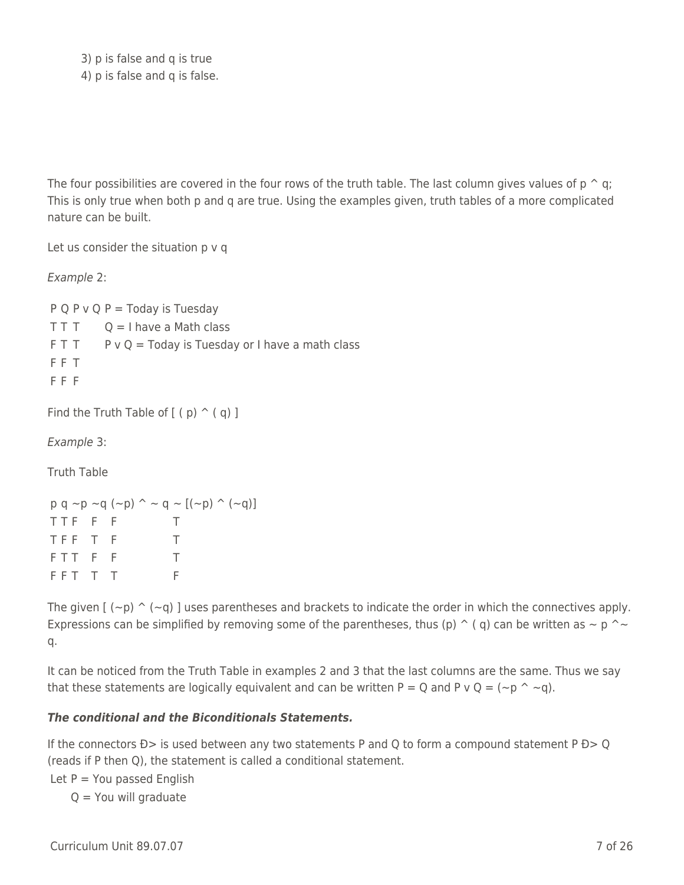3) p is false and q is true
4) p is false and q is false.

The four possibilities are covered in the four rows of the truth table. The last column gives values of p ^ q; This is only true when both p and q are true. Using the examples given, truth tables of a more complicated nature can be built.

Let us consider the situation p v q

*Example* 2:

| P | Q | P v Q |
|---|---|---|
| T | T | T |
| F | T | T |
| F | F | T |
| F | F | F |

P = Today is Tuesday
Q = I have a Math class
P v Q = Today is Tuesday or I have a math class

Find the Truth Table of [ ( p) ^ ( q) ]

*Example* 3:

Truth Table

| p | q | ~p | ~q | (~p) ^ ~ q | ~ [(~p) ^ (~q)] |
|---|---|---|---|---|---|
| T | T | F | F | F | T |
| T | F | F | T | F | T |
| F | T | T | F | F | T |
| F | F | T | T | T | F |

The given [ (~p) ^ (~q) ] uses parentheses and brackets to indicate the order in which the connectives apply. Expressions can be simplified by removing some of the parentheses, thus (p) ^ ( q) can be written as ~ p ^~ q.

It can be noticed from the Truth Table in examples 2 and 3 that the last columns are the same. Thus we say that these statements are logically equivalent and can be written P = Q and P v Q = (~p ^ ~q).

***The conditional and the Biconditionals Statements.***

If the connectors Ð> is used between any two statements P and Q to form a compound statement P Ð> Q (reads if P then Q), the statement is called a conditional statement.

Let P = You passed English
Q = You will graduate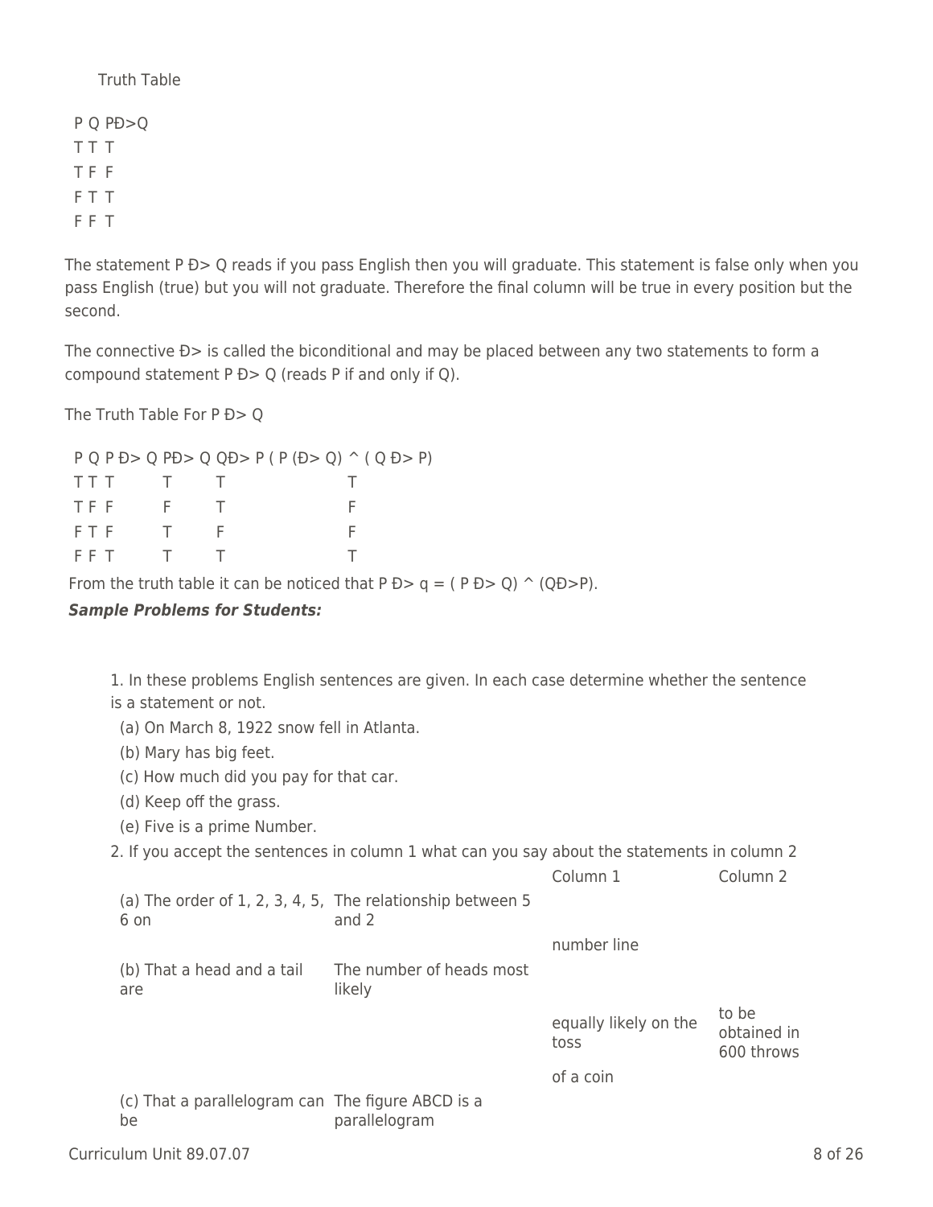Truth Table

| P | Q | PÐ>Q |
|---|---|---|
| T | T | T |
| T | F | F |
| F | T | T |
| F | F | T |

The statement P Ð> Q reads if you pass English then you will graduate. This statement is false only when you pass English (true) but you will not graduate. Therefore the final column will be true in every position but the second.

The connective Ð> is called the biconditional and may be placed between any two statements to form a compound statement P Ð> Q (reads P if and only if Q).

The Truth Table For P Ð> Q

| P | Q | P Ð> Q | PÐ> Q | QÐ> P | ( P (Ð> Q) ^ ( Q Ð> P) |
|---|---|---|---|---|---|
| T | T | T | T | T | T |
| T | F | F | F | T | F |
| F | T | F | T | F | F |
| F | F | T | T | T | T |

From the truth table it can be noticed that P Ð> q = ( P Ð> Q) ^ (QÐ>P).

***Sample Problems for Students:***

1. In these problems English sentences are given. In each case determine whether the sentence is a statement or not.
   (a) On March 8, 1922 snow fell in Atlanta.
   (b) Mary has big feet.
   (c) How much did you pay for that car.
   (d) Keep off the grass.
   (e) Five is a prime Number.
2. If you accept the sentences in column 1 what can you say about the statements in column 2

| | | Column 1 | Column 2 |
|---|---|---|---|
| (a) The order of 1, 2, 3, 4, 5, 6 on | The relationship between 5 and 2 | | |
| | | number line | |
| (b) That a head and a tail are | The number of heads most likely | | |
| | | equally likely on the toss | to be obtained in 600 throws |
| | | of a coin | |
| (c) That a parallelogram can be | The figure ABCD is a parallelogram | | |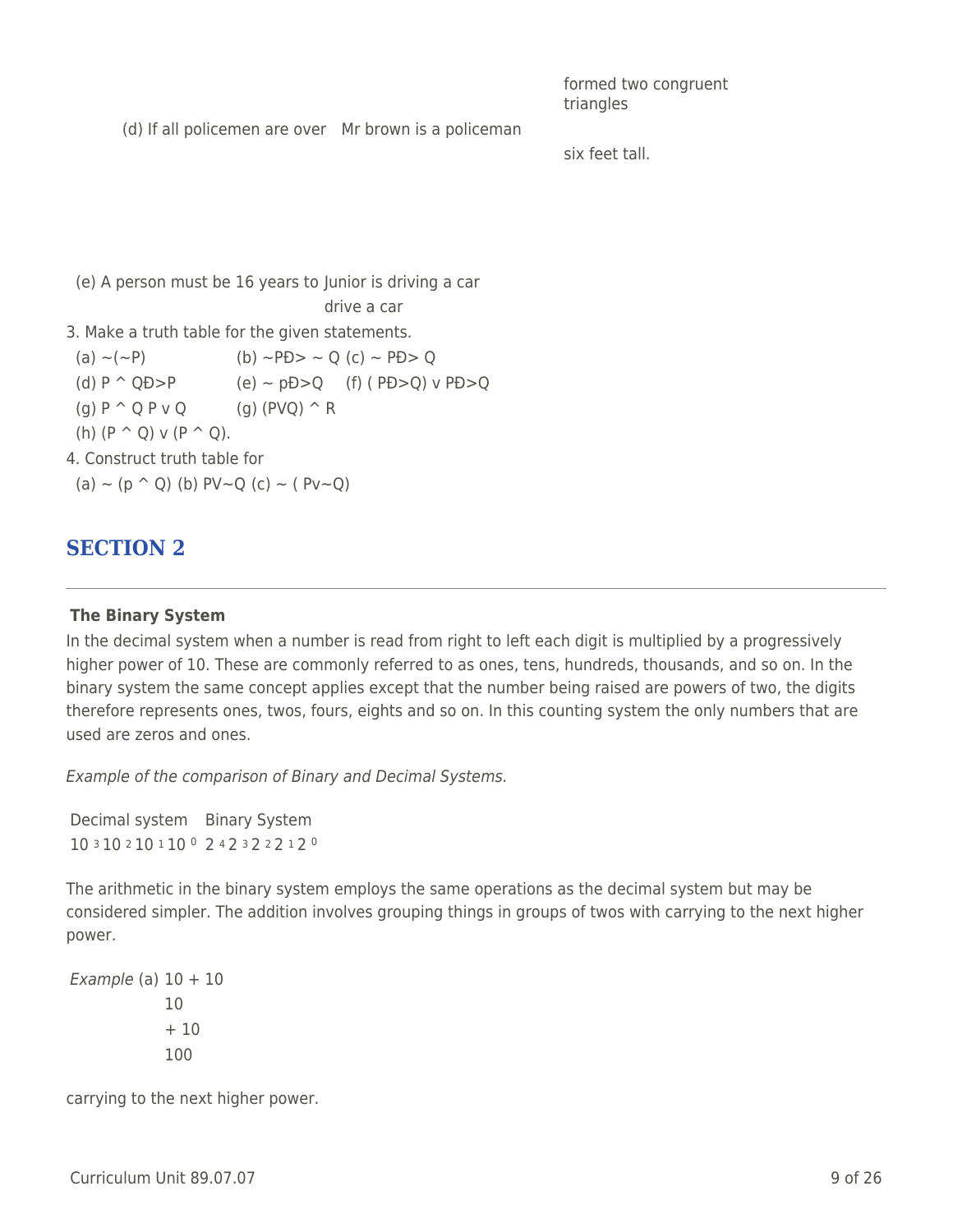| | | |
|---|---|---|
| | | formed two congruent triangles |
| (d) If all policemen are over six feet tall. | Mr brown is a policeman | |
| (e) A person must be 16 years to drive a car | Junior is driving a car | |

3. Make a truth table for the given statements.

(a) ~(~P) (b) ~PĐ> ~ Q (c) ~ PĐ> Q

(d) P ^ QĐ>P (e) ~ pĐ>Q (f) ( PĐ>Q) v PĐ>Q

(g) P ^ Q P v Q (g) (PVQ) ^ R

(h) (P ^ Q) v (P ^ Q).

4. Construct truth table for

(a) ~ (p ^ Q) (b) PV~Q (c) ~ ( Pv~Q)

## SECTION 2

### The Binary System

In the decimal system when a number is read from right to left each digit is multiplied by a progressively higher power of 10. These are commonly referred to as ones, tens, hundreds, thousands, and so on. In the binary system the same concept applies except that the number being raised are powers of two, the digits therefore represents ones, twos, fours, eights and so on. In this counting system the only numbers that are used are zeros and ones.

*Example of the comparison of Binary and Decimal Systems.*

| Decimal system | Binary System |
|---|---|
| $10^3\, 10^2\, 10^1\, 10^0$ | $2^4\, 2^3\, 2^2\, 2^1\, 2^0$ |

The arithmetic in the binary system employs the same operations as the decimal system but may be considered simpler. The addition involves grouping things in groups of twos with carrying to the next higher power.

*Example* (a) 10 + 10

```
 10
+10
100
```

carrying to the next higher power.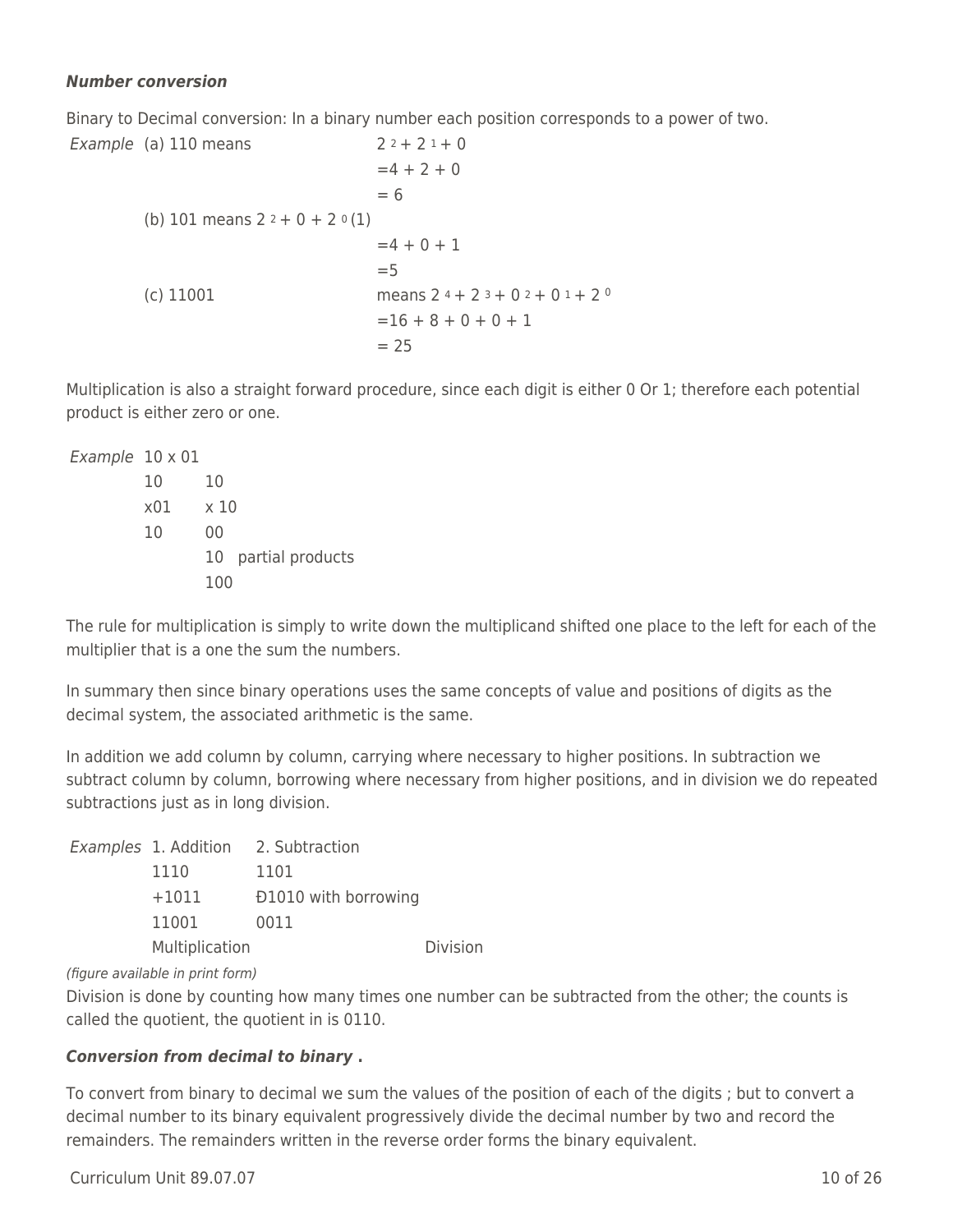***Number conversion***

Binary to Decimal conversion: In a binary number each position corresponds to a power of two.

*Example* (a) 110 means $2^2 + 2^1 + 0$

$=4 + 2 + 0$

$= 6$

(b) 101 means $2^2 + 0 + 2^0 (1)$

$=4 + 0 + 1$

$=5$

(c) 11001 means $2^4 + 2^3 + 0^2 + 0^1 + 2^0$

$=16 + 8 + 0 + 0 + 1$

$= 25$

Multiplication is also a straight forward procedure, since each digit is either 0 Or 1; therefore each potential product is either zero or one.

*Example* 10 x 01

```
10      10
x01     x 10
10      00
        10   partial products
        100
```

The rule for multiplication is simply to write down the multiplicand shifted one place to the left for each of the multiplier that is a one the sum the numbers.

In summary then since binary operations uses the same concepts of value and positions of digits as the decimal system, the associated arithmetic is the same.

In addition we add column by column, carrying where necessary to higher positions. In subtraction we subtract column by column, borrowing where necessary from higher positions, and in division we do repeated subtractions just as in long division.

*Examples* 1. Addition 2. Subtraction

```
1110        1101
+1011       Ð1010 with borrowing
11001       0011
```

Multiplication Division

*(figure available in print form)*

Division is done by counting how many times one number can be subtracted from the other; the counts is called the quotient, the quotient in is 0110.

***Conversion from decimal to binary .***

To convert from binary to decimal we sum the values of the position of each of the digits ; but to convert a decimal number to its binary equivalent progressively divide the decimal number by two and record the remainders. The remainders written in the reverse order forms the binary equivalent.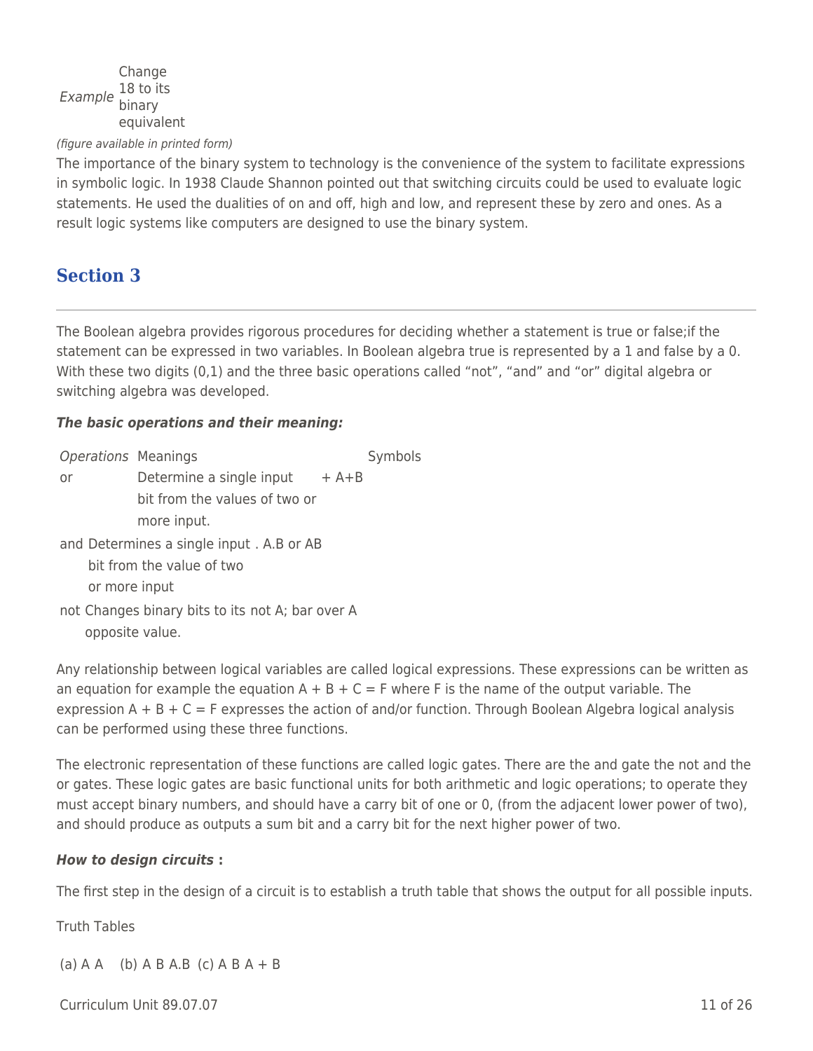*Example* Change 18 to its binary equivalent

*(figure available in printed form)*

The importance of the binary system to technology is the convenience of the system to facilitate expressions in symbolic logic. In 1938 Claude Shannon pointed out that switching circuits could be used to evaluate logic statements. He used the dualities of on and off, high and low, and represent these by zero and ones. As a result logic systems like computers are designed to use the binary system.

## Section 3

The Boolean algebra provides rigorous procedures for deciding whether a statement is true or false;if the statement can be expressed in two variables. In Boolean algebra true is represented by a 1 and false by a 0. With these two digits (0,1) and the three basic operations called "not", "and" and "or" digital algebra or switching algebra was developed.

***The basic operations and their meaning:***

| *Operations* | Meanings | Symbols |
| --- | --- | --- |
| or | Determine a single input bit from the values of two or more input. | + A+B |
| and | Determines a single input bit from the value of two or more input | . A.B or AB |
| not | Changes binary bits to its opposite value. | not A; bar over A |

Any relationship between logical variables are called logical expressions. These expressions can be written as an equation for example the equation A + B + C = F where F is the name of the output variable. The expression A + B + C = F expresses the action of and/or function. Through Boolean Algebra logical analysis can be performed using these three functions.

The electronic representation of these functions are called logic gates. There are the and gate the not and the or gates. These logic gates are basic functional units for both arithmetic and logic operations; to operate they must accept binary numbers, and should have a carry bit of one or 0, (from the adjacent lower power of two), and should produce as outputs a sum bit and a carry bit for the next higher power of two.

***How to design circuits*** **:**

The first step in the design of a circuit is to establish a truth table that shows the output for all possible inputs.

Truth Tables

(a) A A (b) A B A.B (c) A B A + B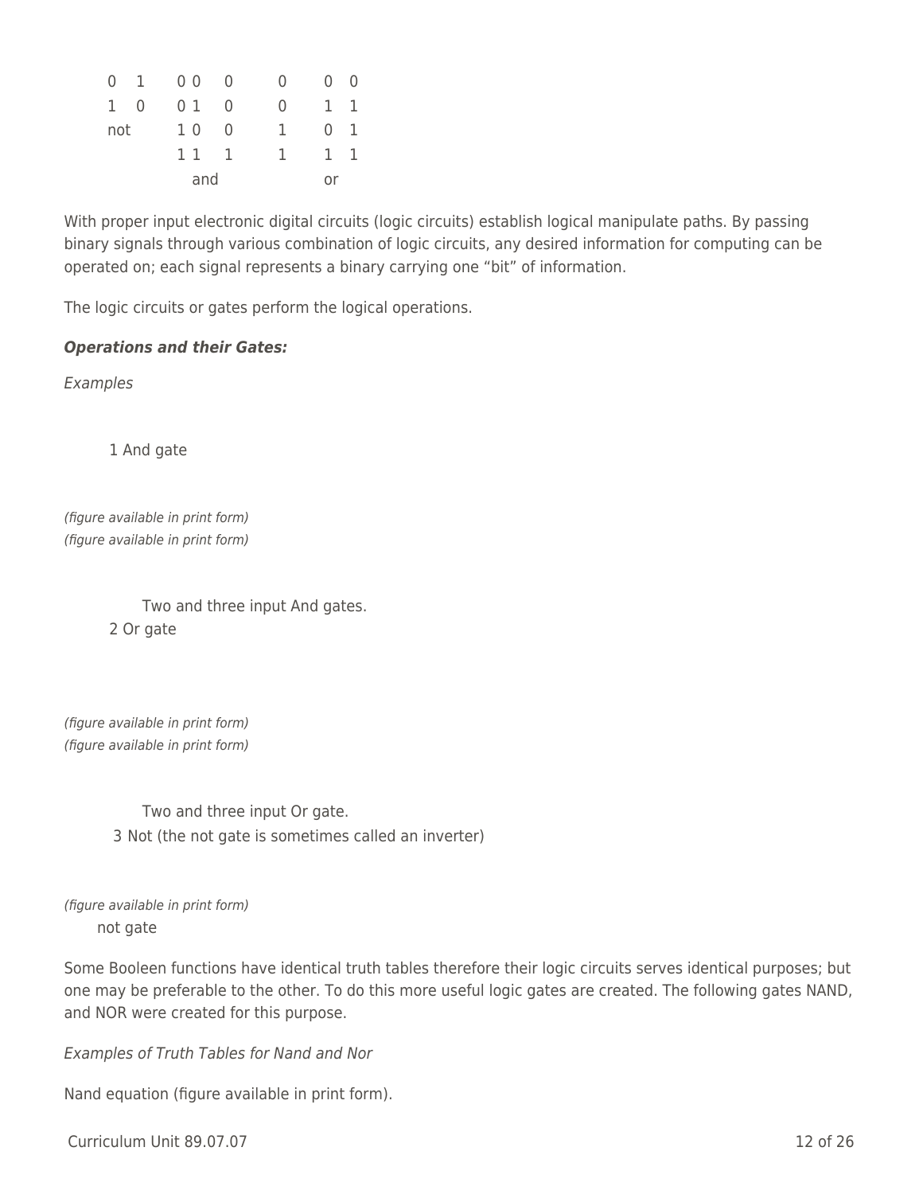| | | | | | | |
|---|---|---|---|---|---|---|
| 0 | 1 | 0 0 | 0 | 0 | 0 | 0 |
| 1 | 0 | 0 1 | 0 | 0 | 1 | 1 |
| not | | 1 0 | 0 | 1 | 0 | 1 |
| | | 1 1 | 1 | 1 | 1 | 1 |
| | | and | | | or | |

With proper input electronic digital circuits (logic circuits) establish logical manipulate paths. By passing binary signals through various combination of logic circuits, any desired information for computing can be operated on; each signal represents a binary carrying one "bit" of information.

The logic circuits or gates perform the logical operations.

***Operations and their Gates:***

*Examples*

1 And gate

*(figure available in print form)*
*(figure available in print form)*

Two and three input And gates.

2 Or gate

*(figure available in print form)*
*(figure available in print form)*

Two and three input Or gate.

3 Not (the not gate is sometimes called an inverter)

*(figure available in print form)*

not gate

Some Booleen functions have identical truth tables therefore their logic circuits serves identical purposes; but one may be preferable to the other. To do this more useful logic gates are created. The following gates NAND, and NOR were created for this purpose.

*Examples of Truth Tables for Nand and Nor*

Nand equation (figure available in print form).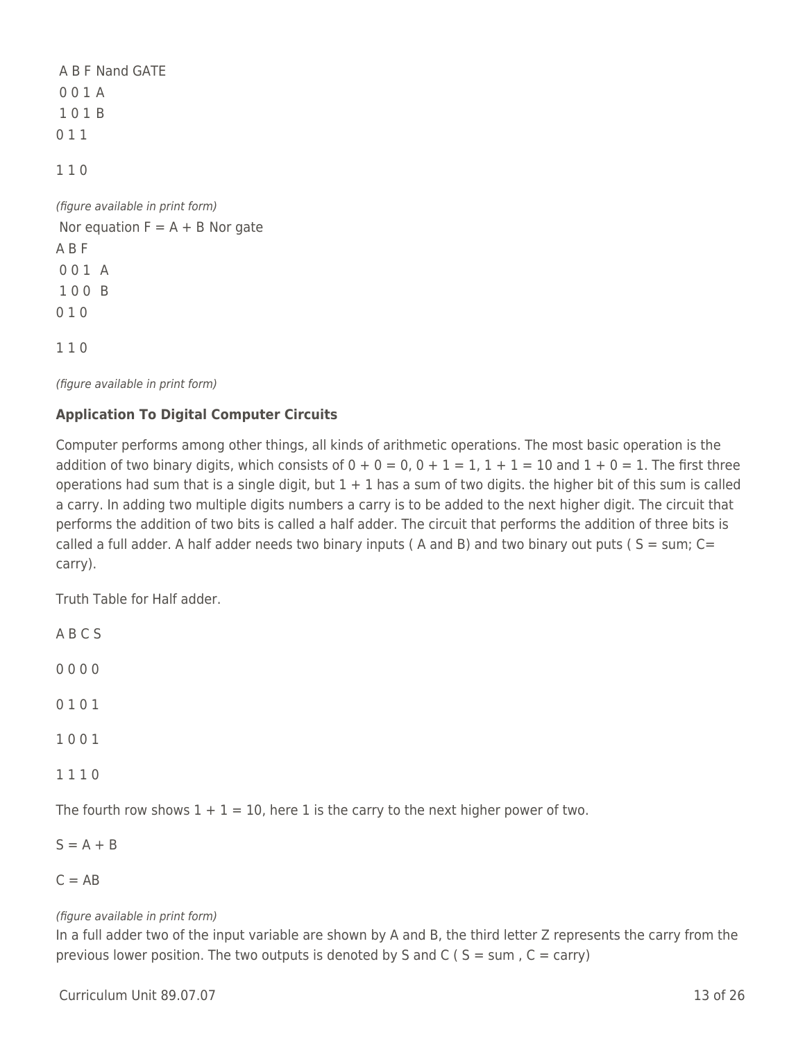A B F Nand GATE

0 0 1 A

1 0 1 B

0 1 1

1 1 0

*(figure available in print form)*

Nor equation F = A + B Nor gate

A B F

0 0 1 A

1 0 0 B

0 1 0

1 1 0

*(figure available in print form)*

**Application To Digital Computer Circuits**

Computer performs among other things, all kinds of arithmetic operations. The most basic operation is the addition of two binary digits, which consists of 0 + 0 = 0, 0 + 1 = 1, 1 + 1 = 10 and 1 + 0 = 1. The first three operations had sum that is a single digit, but 1 + 1 has a sum of two digits. the higher bit of this sum is called a carry. In adding two multiple digits numbers a carry is to be added to the next higher digit. The circuit that performs the addition of two bits is called a half adder. The circuit that performs the addition of three bits is called a full adder. A half adder needs two binary inputs ( A and B) and two binary out puts ( S = sum; C= carry).

Truth Table for Half adder.

| A | B | C | S |
|---|---|---|---|
| 0 | 0 | 0 | 0 |
| 0 | 1 | 0 | 1 |
| 1 | 0 | 0 | 1 |
| 1 | 1 | 1 | 0 |

The fourth row shows 1 + 1 = 10, here 1 is the carry to the next higher power of two.

S = A + B

C = AB

*(figure available in print form)*

In a full adder two of the input variable are shown by A and B, the third letter Z represents the carry from the previous lower position. The two outputs is denoted by S and C ( S = sum , C = carry)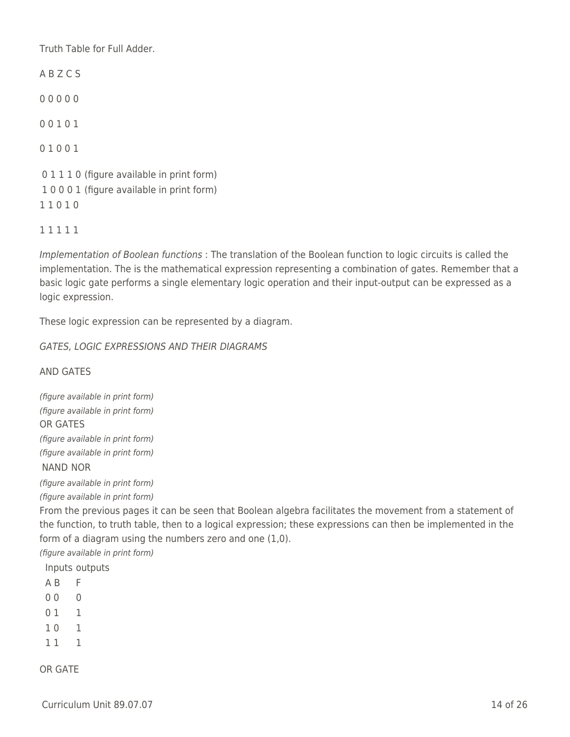Truth Table for Full Adder.

| A | B | Z | C | S |
|---|---|---|---|---|
| 0 | 0 | 0 | 0 | 0 |
| 0 | 0 | 1 | 0 | 1 |
| 0 | 1 | 0 | 0 | 1 |
| 0 | 1 | 1 | 1 | 0 |
| 1 | 0 | 0 | 0 | 1 |
| 1 | 1 | 0 | 1 | 0 |
| 1 | 1 | 1 | 1 | 1 |

(figure available in print form)
(figure available in print form)

*Implementation of Boolean functions* : The translation of the Boolean function to logic circuits is called the implementation. The is the mathematical expression representing a combination of gates. Remember that a basic logic gate performs a single elementary logic operation and their input-output can be expressed as a logic expression.

These logic expression can be represented by a diagram.

*GATES, LOGIC EXPRESSIONS AND THEIR DIAGRAMS*

AND GATES

*(figure available in print form)*
*(figure available in print form)*

OR GATES

*(figure available in print form)*
*(figure available in print form)*

NAND NOR

*(figure available in print form)*
*(figure available in print form)*

From the previous pages it can be seen that Boolean algebra facilitates the movement from a statement of the function, to truth table, then to a logical expression; these expressions can then be implemented in the form of a diagram using the numbers zero and one (1,0).

*(figure available in print form)*

| Inputs | | outputs |
|---|---|---|
| A | B | F |
| 0 | 0 | 0 |
| 0 | 1 | 1 |
| 1 | 0 | 1 |
| 1 | 1 | 1 |

OR GATE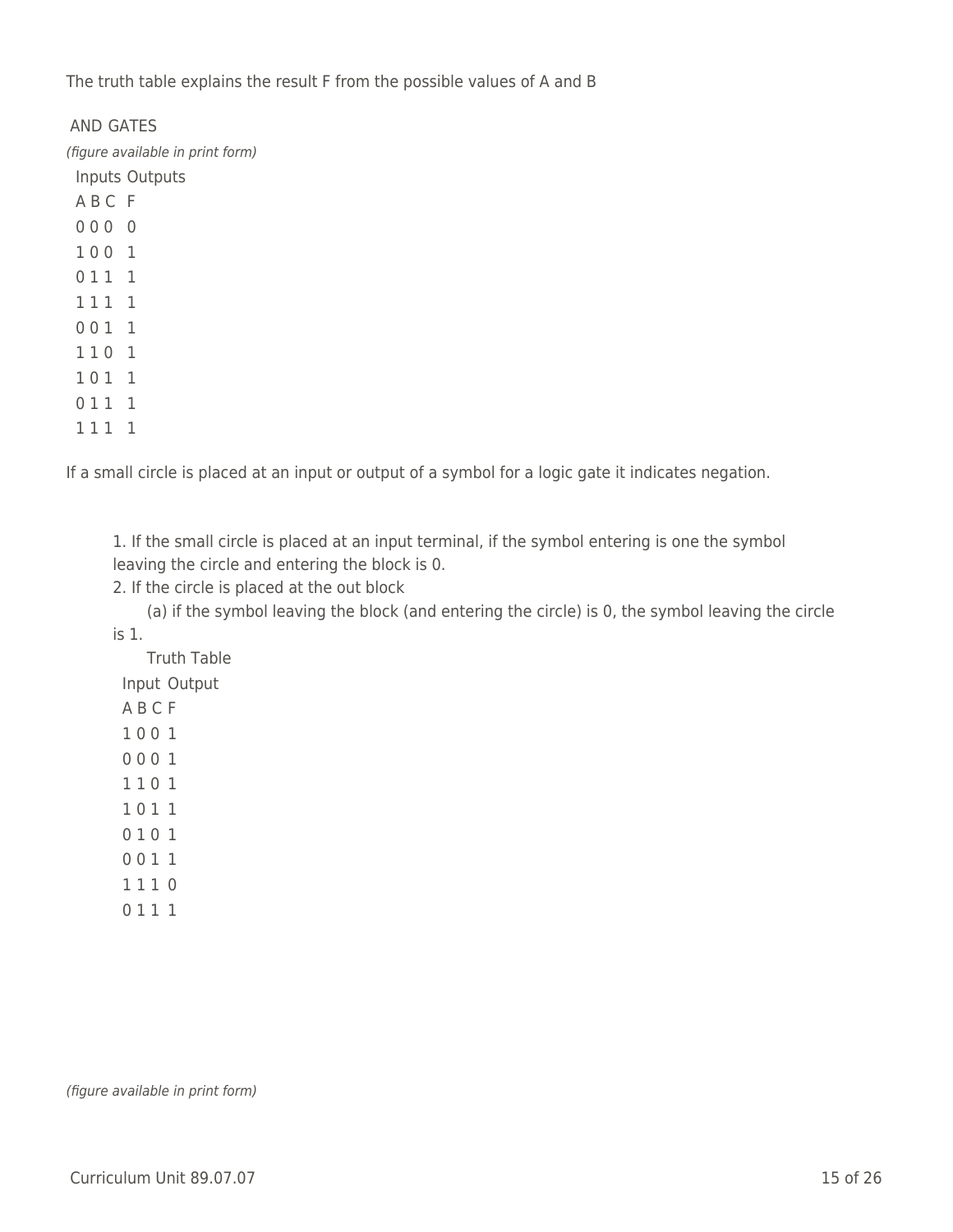The truth table explains the result F from the possible values of A and B

AND GATES

*(figure available in print form)*

| Inputs | | | Outputs |
|---|---|---|---|
| A | B | C | F |
| 0 | 0 | 0 | 0 |
| 1 | 0 | 0 | 1 |
| 0 | 1 | 1 | 1 |
| 1 | 1 | 1 | 1 |
| 0 | 0 | 1 | 1 |
| 1 | 1 | 0 | 1 |
| 1 | 0 | 1 | 1 |
| 0 | 1 | 1 | 1 |
| 1 | 1 | 1 | 1 |

If a small circle is placed at an input or output of a symbol for a logic gate it indicates negation.

1. If the small circle is placed at an input terminal, if the symbol entering is one the symbol leaving the circle and entering the block is 0.
2. If the circle is placed at the out block
   (a) if the symbol leaving the block (and entering the circle) is 0, the symbol leaving the circle is 1.

Truth Table

| Input | | | Output |
|---|---|---|---|
| A | B | C | F |
| 1 | 0 | 0 | 1 |
| 0 | 0 | 0 | 1 |
| 1 | 1 | 0 | 1 |
| 1 | 0 | 1 | 1 |
| 0 | 1 | 0 | 1 |
| 0 | 0 | 1 | 1 |
| 1 | 1 | 1 | 0 |
| 0 | 1 | 1 | 1 |

*(figure available in print form)*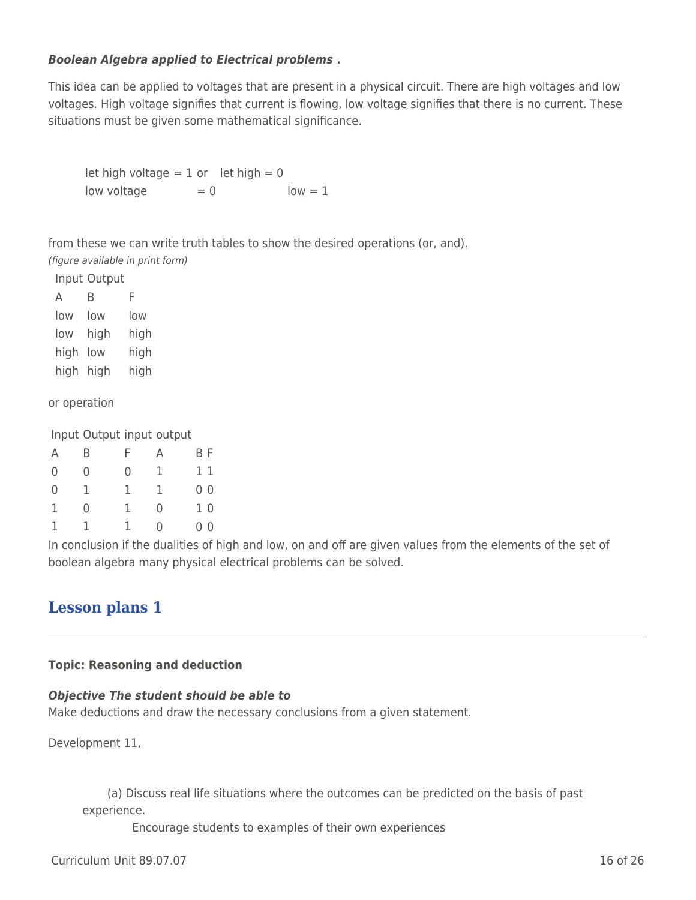***Boolean Algebra applied to Electrical problems .***

This idea can be applied to voltages that are present in a physical circuit. There are high voltages and low voltages. High voltage signifies that current is flowing, low voltage signifies that there is no current. These situations must be given some mathematical significance.

let high voltage = 1 or let high = 0
low voltage = 0 low = 1

from these we can write truth tables to show the desired operations (or, and).

*(figure available in print form)*

| Input | | Output |
|---|---|---|
| A | B | F |
| low | low | low |
| low | high | high |
| high | low | high |
| high | high | high |

or operation

| Input | | Output | input | | output |
|---|---|---|---|---|---|
| A | B | F | A | B | F |
| 0 | 0 | 0 | 1 | 1 | 1 |
| 0 | 1 | 1 | 1 | 0 | 0 |
| 1 | 0 | 1 | 0 | 1 | 0 |
| 1 | 1 | 1 | 0 | 0 | 0 |

In conclusion if the dualities of high and low, on and off are given values from the elements of the set of boolean algebra many physical electrical problems can be solved.

## Lesson plans 1

**Topic: Reasoning and deduction**

***Objective The student should be able to***
Make deductions and draw the necessary conclusions from a given statement.

Development 11,

(a) Discuss real life situations where the outcomes can be predicted on the basis of past experience.
Encourage students to examples of their own experiences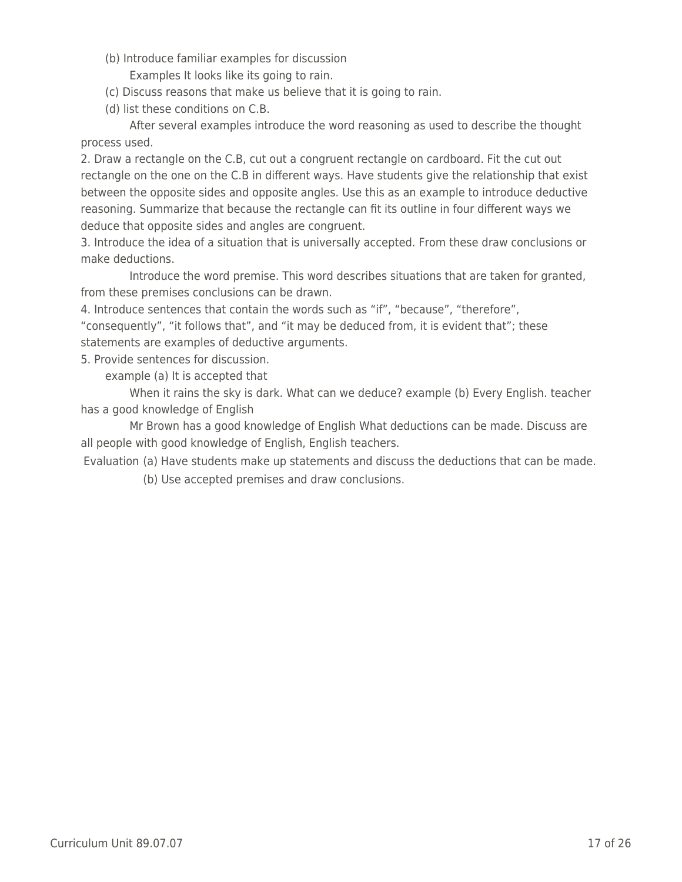(b) Introduce familiar examples for discussion

Examples It looks like its going to rain.

(c) Discuss reasons that make us believe that it is going to rain.

(d) list these conditions on C.B.

After several examples introduce the word reasoning as used to describe the thought process used.

2. Draw a rectangle on the C.B, cut out a congruent rectangle on cardboard. Fit the cut out rectangle on the one on the C.B in different ways. Have students give the relationship that exist between the opposite sides and opposite angles. Use this as an example to introduce deductive reasoning. Summarize that because the rectangle can fit its outline in four different ways we deduce that opposite sides and angles are congruent.

3. Introduce the idea of a situation that is universally accepted. From these draw conclusions or make deductions.

Introduce the word premise. This word describes situations that are taken for granted, from these premises conclusions can be drawn.

4. Introduce sentences that contain the words such as “if”, “because”, “therefore”, “consequently”, “it follows that”, and “it may be deduced from, it is evident that”; these statements are examples of deductive arguments.

5. Provide sentences for discussion.

example (a) It is accepted that

When it rains the sky is dark. What can we deduce? example (b) Every English. teacher has a good knowledge of English

Mr Brown has a good knowledge of English What deductions can be made. Discuss are all people with good knowledge of English, English teachers.

Evaluation (a) Have students make up statements and discuss the deductions that can be made.

(b) Use accepted premises and draw conclusions.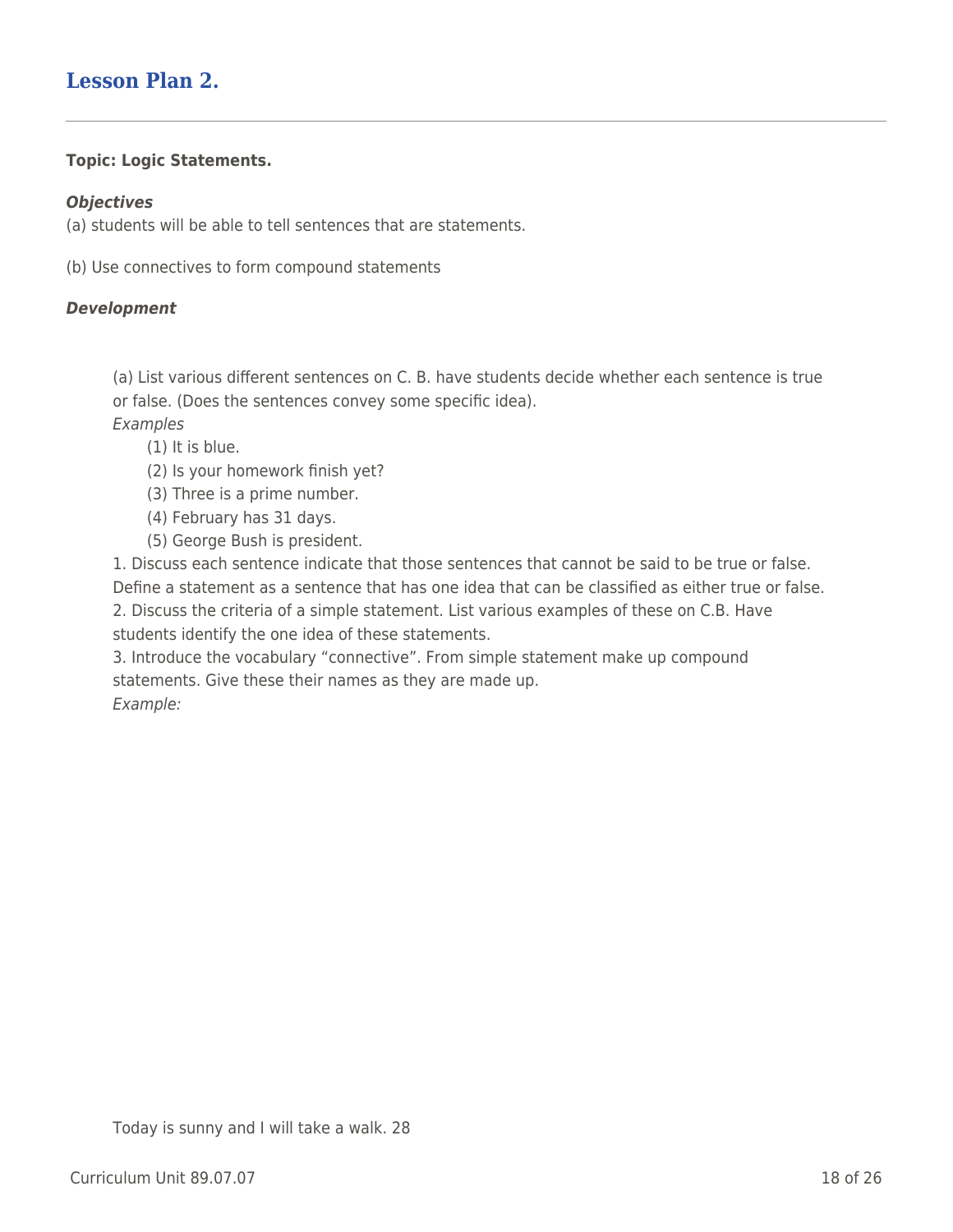## Lesson Plan 2.

**Topic: Logic Statements.**

***Objectives***

(a) students will be able to tell sentences that are statements.

(b) Use connectives to form compound statements

***Development***

(a) List various different sentences on C. B. have students decide whether each sentence is true or false. (Does the sentences convey some specific idea).

*Examples*

(1) It is blue.

(2) Is your homework finish yet?

(3) Three is a prime number.

(4) February has 31 days.

(5) George Bush is president.

1. Discuss each sentence indicate that those sentences that cannot be said to be true or false. Define a statement as a sentence that has one idea that can be classified as either true or false.
2. Discuss the criteria of a simple statement. List various examples of these on C.B. Have students identify the one idea of these statements.
3. Introduce the vocabulary "connective". From simple statement make up compound statements. Give these their names as they are made up.

*Example:*

Today is sunny and I will take a walk. 28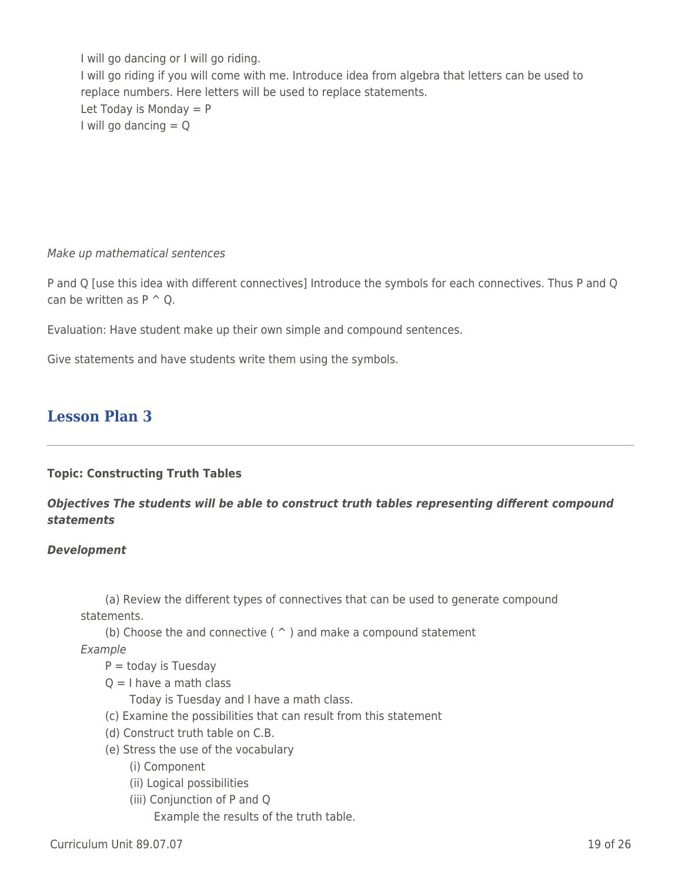I will go dancing or I will go riding.
I will go riding if you will come with me. Introduce idea from algebra that letters can be used to replace numbers. Here letters will be used to replace statements.
Let Today is Monday = P
I will go dancing = Q

*Make up mathematical sentences*

P and Q [use this idea with different connectives] Introduce the symbols for each connectives. Thus P and Q can be written as P ^ Q.

Evaluation: Have student make up their own simple and compound sentences.

Give statements and have students write them using the symbols.

## Lesson Plan 3

**Topic: Constructing Truth Tables**

***Objectives The students will be able to construct truth tables representing different compound statements***

***Development***

(a) Review the different types of connectives that can be used to generate compound statements.
(b) Choose the and connective ( ^ ) and make a compound statement
*Example*
P = today is Tuesday
Q = I have a math class
Today is Tuesday and I have a math class.
(c) Examine the possibilities that can result from this statement
(d) Construct truth table on C.B.
(e) Stress the use of the vocabulary
(i) Component
(ii) Logical possibilities
(iii) Conjunction of P and Q
Example the results of the truth table.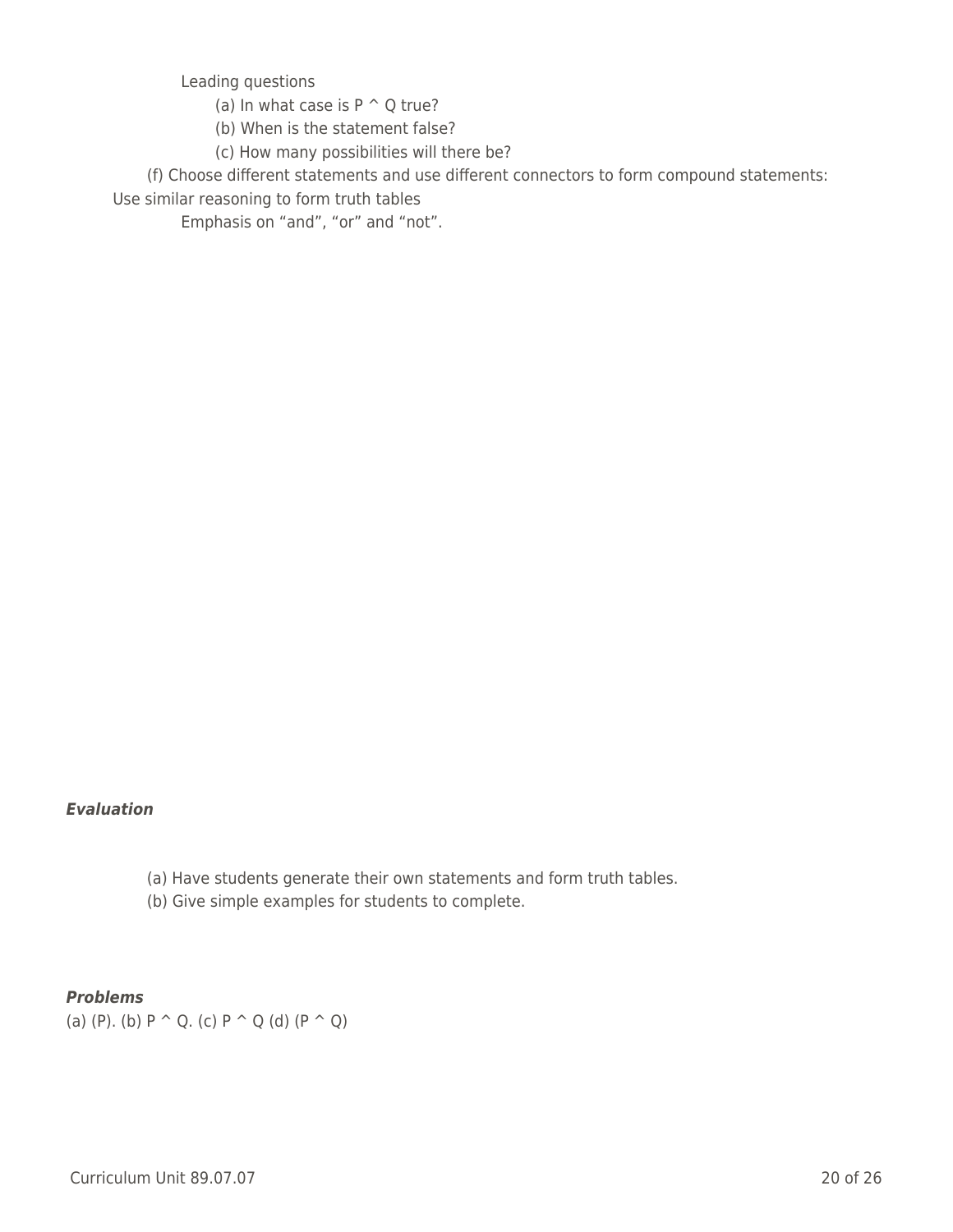Leading questions

- (a) In what case is $P \wedge Q$ true?
- (b) When is the statement false?
- (c) How many possibilities will there be?

(f) Choose different statements and use different connectors to form compound statements: Use similar reasoning to form truth tables

Emphasis on “and”, “or” and “not”.

***Evaluation***

(a) Have students generate their own statements and form truth tables.
(b) Give simple examples for students to complete.

***Problems***

(a) (P). (b) $P \wedge Q$. (c) $P \wedge Q$ (d) $(P \wedge Q)$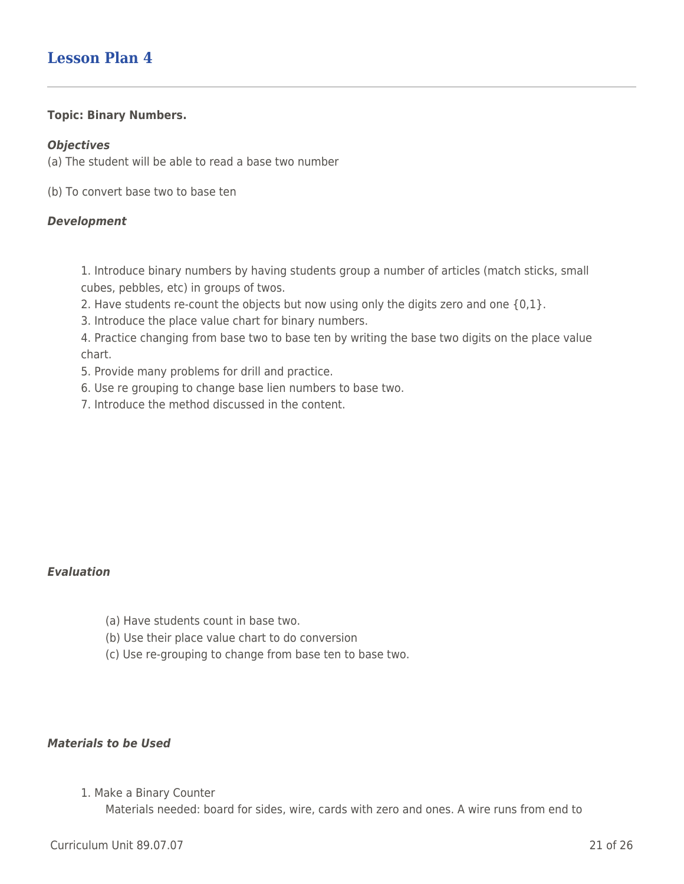## Lesson Plan 4

**Topic: Binary Numbers.**

***Objectives***

(a) The student will be able to read a base two number

(b) To convert base two to base ten

***Development***

1. Introduce binary numbers by having students group a number of articles (match sticks, small cubes, pebbles, etc) in groups of twos.
2. Have students re-count the objects but now using only the digits zero and one {0,1}.
3. Introduce the place value chart for binary numbers.
4. Practice changing from base two to base ten by writing the base two digits on the place value chart.
5. Provide many problems for drill and practice.
6. Use re grouping to change base lien numbers to base two.
7. Introduce the method discussed in the content.

***Evaluation***

(a) Have students count in base two.
(b) Use their place value chart to do conversion
(c) Use re-grouping to change from base ten to base two.

***Materials to be Used***

1. Make a Binary Counter
   Materials needed: board for sides, wire, cards with zero and ones. A wire runs from end to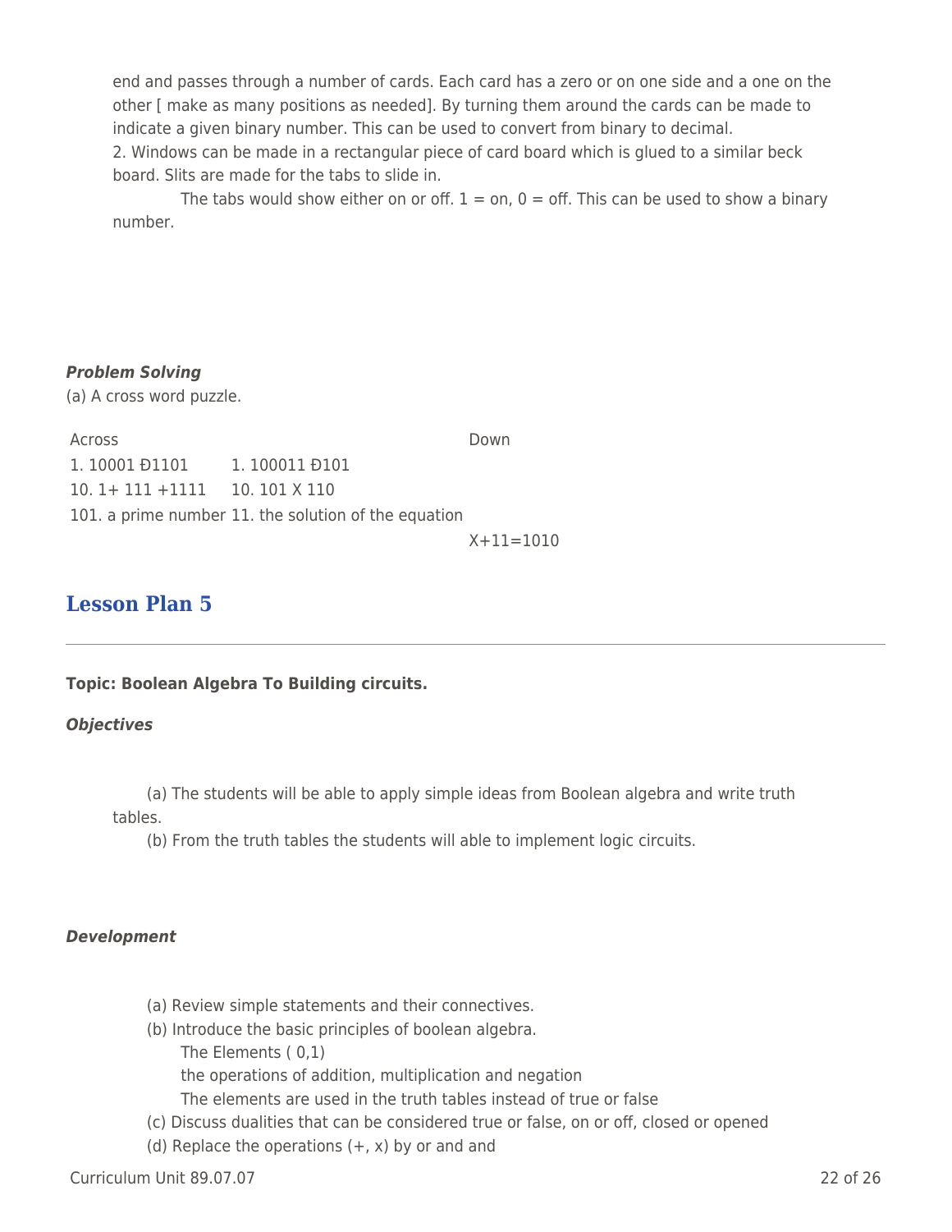end and passes through a number of cards. Each card has a zero or on one side and a one on the other [ make as many positions as needed]. By turning them around the cards can be made to indicate a given binary number. This can be used to convert from binary to decimal.

2. Windows can be made in a rectangular piece of card board which is glued to a similar beck board. Slits are made for the tabs to slide in.

The tabs would show either on or off. 1 = on, 0 = off. This can be used to show a binary number.

***Problem Solving***

(a) A cross word puzzle.

| Across | | Down |
|---|---|---|
| 1. 10001 Ð1101 | 1. 100011 Ð101 | |
| 10. 1+ 111 +1111 | 10. 101 X 110 | |
| 101. a prime number | 11. the solution of the equation | |
| | | X+11=1010 |

## Lesson Plan 5

**Topic: Boolean Algebra To Building circuits.**

***Objectives***

(a) The students will be able to apply simple ideas from Boolean algebra and write truth tables.

(b) From the truth tables the students will able to implement logic circuits.

***Development***

(a) Review simple statements and their connectives.

(b) Introduce the basic principles of boolean algebra.

The Elements ( 0,1)

the operations of addition, multiplication and negation

The elements are used in the truth tables instead of true or false

(c) Discuss dualities that can be considered true or false, on or off, closed or opened

(d) Replace the operations (+, x) by or and and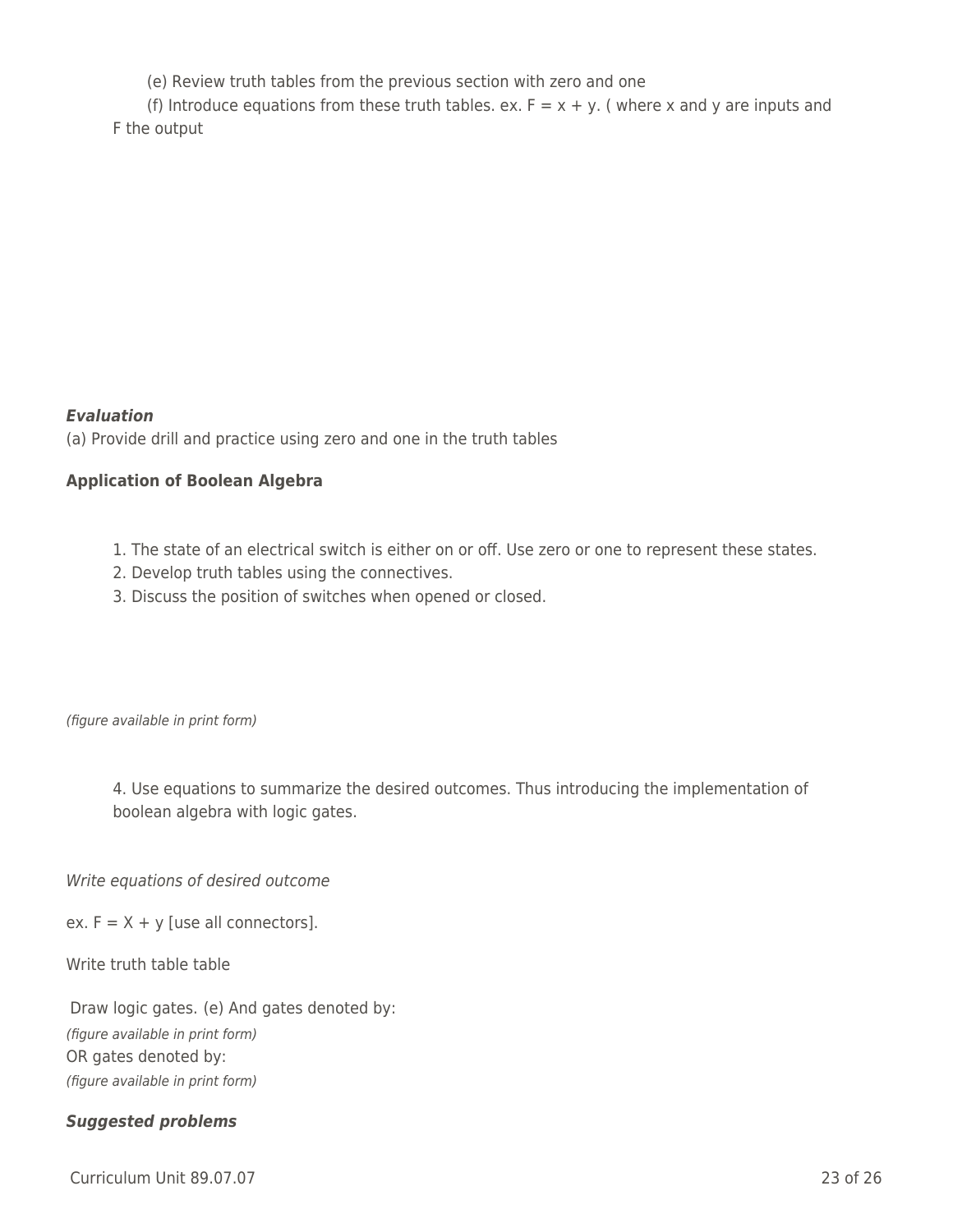(e) Review truth tables from the previous section with zero and one

(f) Introduce equations from these truth tables. ex. $F = x + y$. ( where x and y are inputs and F the output

***Evaluation***

(a) Provide drill and practice using zero and one in the truth tables

**Application of Boolean Algebra**

1. The state of an electrical switch is either on or off. Use zero or one to represent these states.
2. Develop truth tables using the connectives.
3. Discuss the position of switches when opened or closed.

*(figure available in print form)*

4. Use equations to summarize the desired outcomes. Thus introducing the implementation of boolean algebra with logic gates.

*Write equations of desired outcome*

ex. $F = X + y$ [use all connectors].

Write truth table table

Draw logic gates. (e) And gates denoted by:

*(figure available in print form)*

OR gates denoted by:

*(figure available in print form)*

***Suggested problems***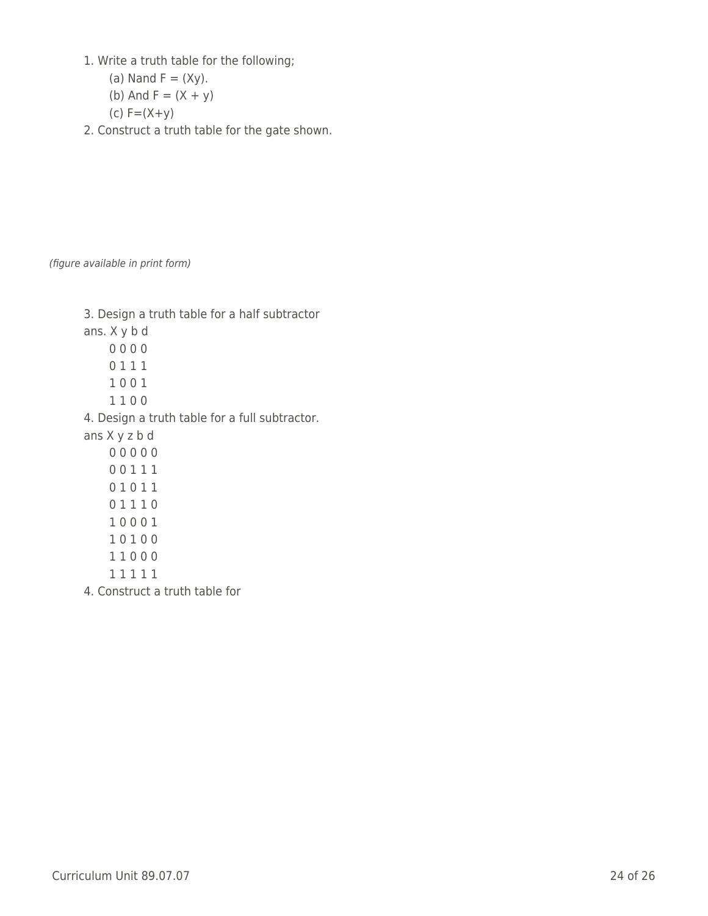1. Write a truth table for the following;
    (a) Nand F = (Xy).
    (b) And F = (X + y)
    (c) F=(X+y)
2. Construct a truth table for the gate shown.

*(figure available in print form)*

3. Design a truth table for a half subtractor

ans. X y b d

0 0 0 0
0 1 1 1
1 0 0 1
1 1 0 0

4. Design a truth table for a full subtractor.

ans X y z b d

0 0 0 0 0
0 0 1 1 1
0 1 0 1 1
0 1 1 1 0
1 0 0 0 1
1 0 1 0 0
1 1 0 0 0
1 1 1 1 1

4. Construct a truth table for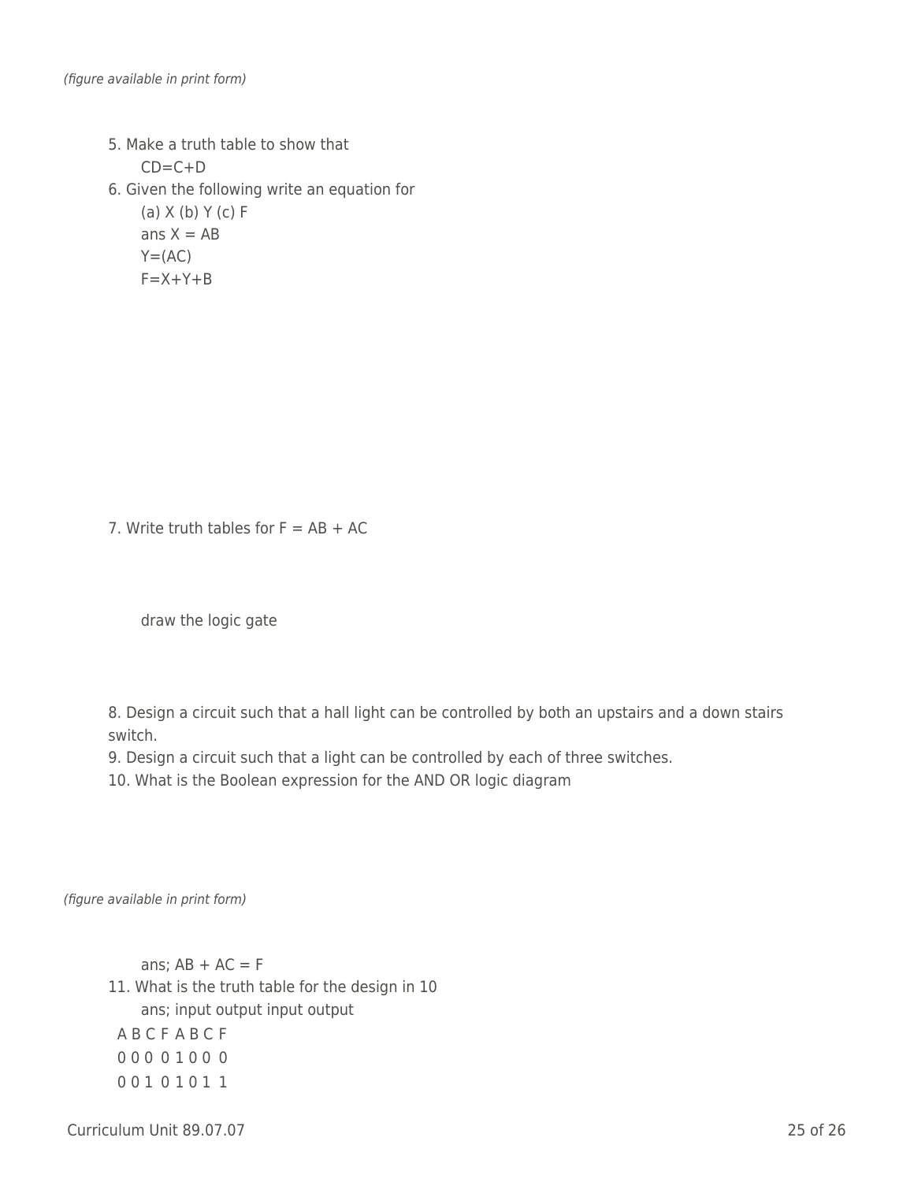*(figure available in print form)*

5. Make a truth table to show that

   $CD=C+D$

6. Given the following write an equation for

   (a) X (b) Y (c) F

   ans $X = AB$

   $Y=(AC)$

   $F=X+Y+B$

7. Write truth tables for $F = AB + AC$

   draw the logic gate

8. Design a circuit such that a hall light can be controlled by both an upstairs and a down stairs switch.
9. Design a circuit such that a light can be controlled by each of three switches.
10. What is the Boolean expression for the AND OR logic diagram

*(figure available in print form)*

   ans; $AB + AC = F$

11. What is the truth table for the design in 10

   ans; input output input output

| A | B | C | F | A | B | C | F |
|---|---|---|---|---|---|---|---|
| 0 | 0 | 0 | 0 | 1 | 0 | 0 | 0 |
| 0 | 0 | 1 | 0 | 1 | 0 | 1 | 1 |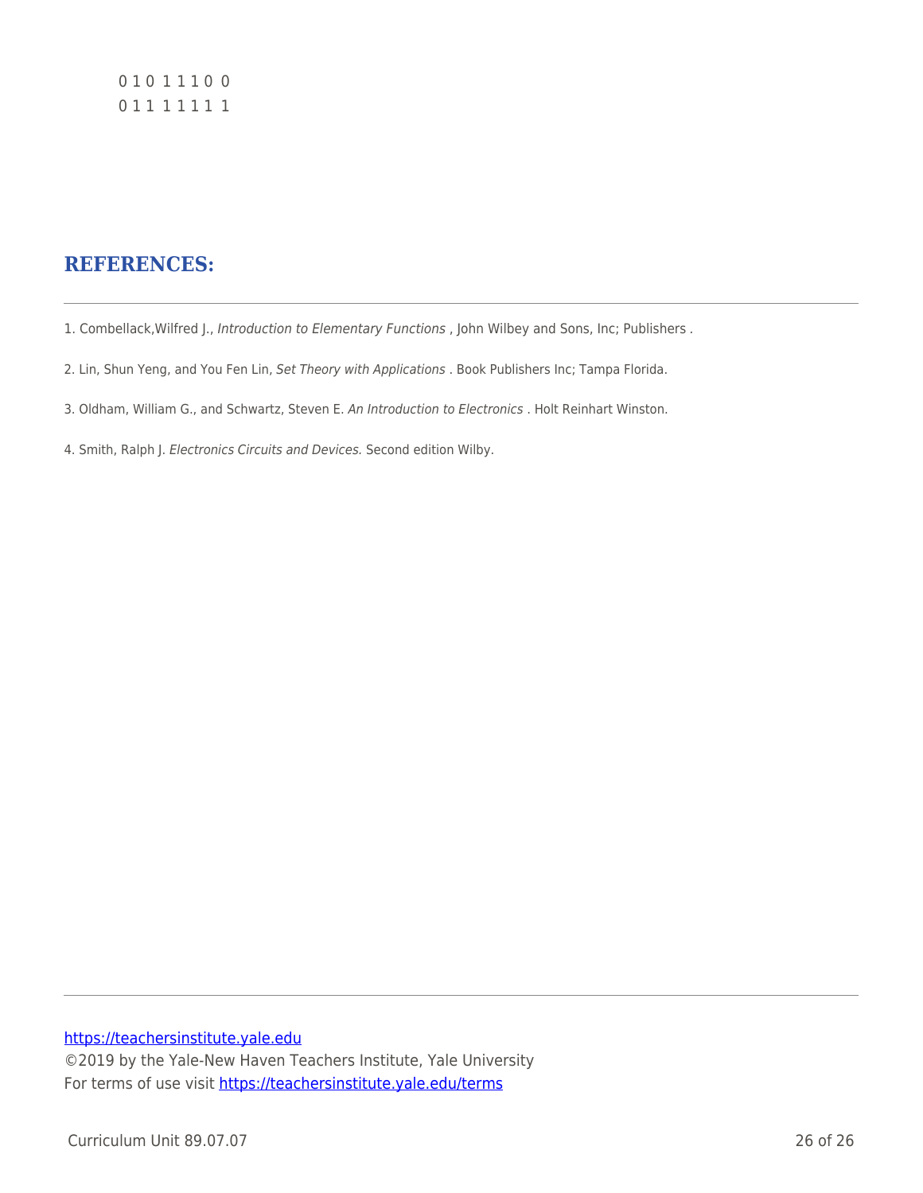0 1 0 1 1 1 0 0
0 1 1 1 1 1 1 1

## REFERENCES:

1. Combellack,Wilfred J., *Introduction to Elementary Functions* , John Wilbey and Sons, Inc; Publishers .

2. Lin, Shun Yeng, and You Fen Lin, *Set Theory with Applications* . Book Publishers Inc; Tampa Florida.

3. Oldham, William G., and Schwartz, Steven E. *An Introduction to Electronics* . Holt Reinhart Winston.

4. Smith, Ralph J. *Electronics Circuits and Devices.* Second edition Wilby.

https://teachersinstitute.yale.edu
©2019 by the Yale-New Haven Teachers Institute, Yale University
For terms of use visit https://teachersinstitute.yale.edu/terms